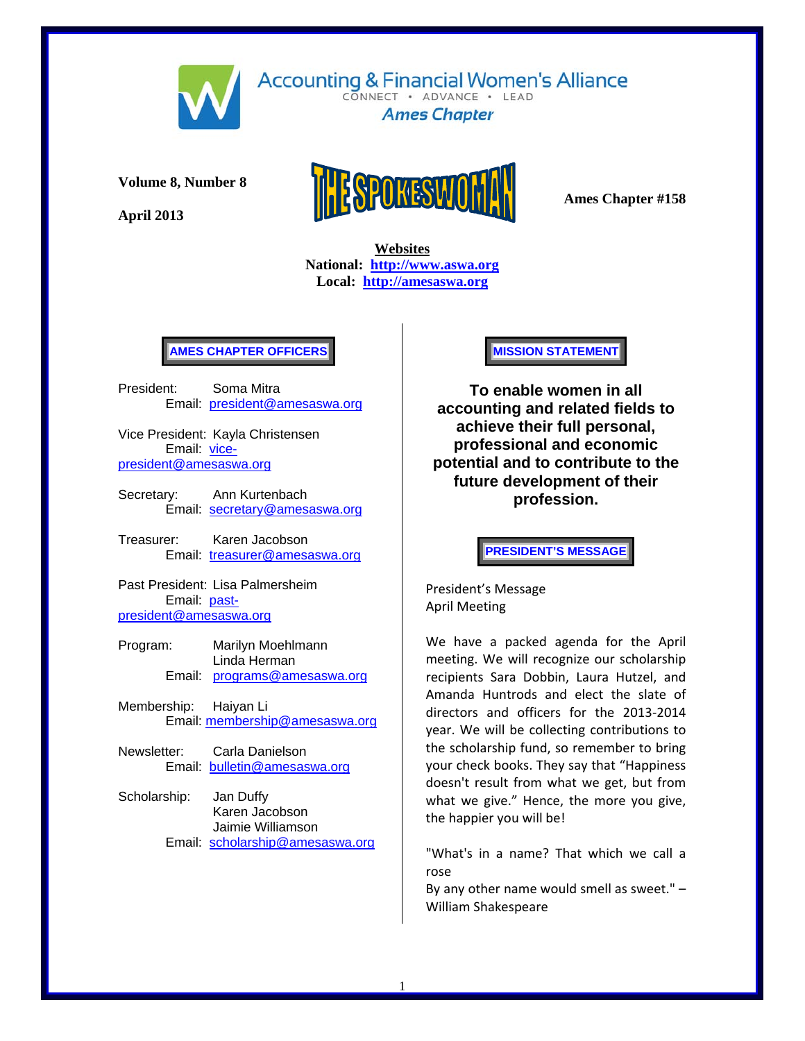# Accounting & Financial Women's Alliance

CONNECT • ADVANCE • LEAD

*Ames Chapter*

**Volume 8, Number 8**

**April 2013**

# THE SPOKESWOMAN

**Ames Chapter #158**

**Websites**

**National: http://www.aswa.org**

**Local: http://amesaswa.org**

## AMES CHAPTER OFFICERS

President: Soma Mitra
Email: president@amesaswa.org

Vice President: Kayla Christensen
Email: vice-president@amesaswa.org

Secretary: Ann Kurtenbach
Email: secretary@amesaswa.org

Treasurer: Karen Jacobson
Email: treasurer@amesaswa.org

Past President: Lisa Palmersheim
Email: past-president@amesaswa.org

Program: Marilyn Moehlmann
Linda Herman
Email: programs@amesaswa.org

Membership: Haiyan Li
Email: membership@amesaswa.org

Newsletter: Carla Danielson
Email: bulletin@amesaswa.org

Scholarship: Jan Duffy
Karen Jacobson
Jaimie Williamson
Email: scholarship@amesaswa.org

## MISSION STATEMENT

**To enable women in all accounting and related fields to achieve their full personal, professional and economic potential and to contribute to the future development of their profession.**

## PRESIDENT'S MESSAGE

President's Message
April Meeting

We have a packed agenda for the April meeting. We will recognize our scholarship recipients Sara Dobbin, Laura Hutzel, and Amanda Huntrods and elect the slate of directors and officers for the 2013-2014 year. We will be collecting contributions to the scholarship fund, so remember to bring your check books. They say that "Happiness doesn't result from what we get, but from what we give." Hence, the more you give, the happier you will be!

"What's in a name? That which we call a rose
By any other name would smell as sweet." – William Shakespeare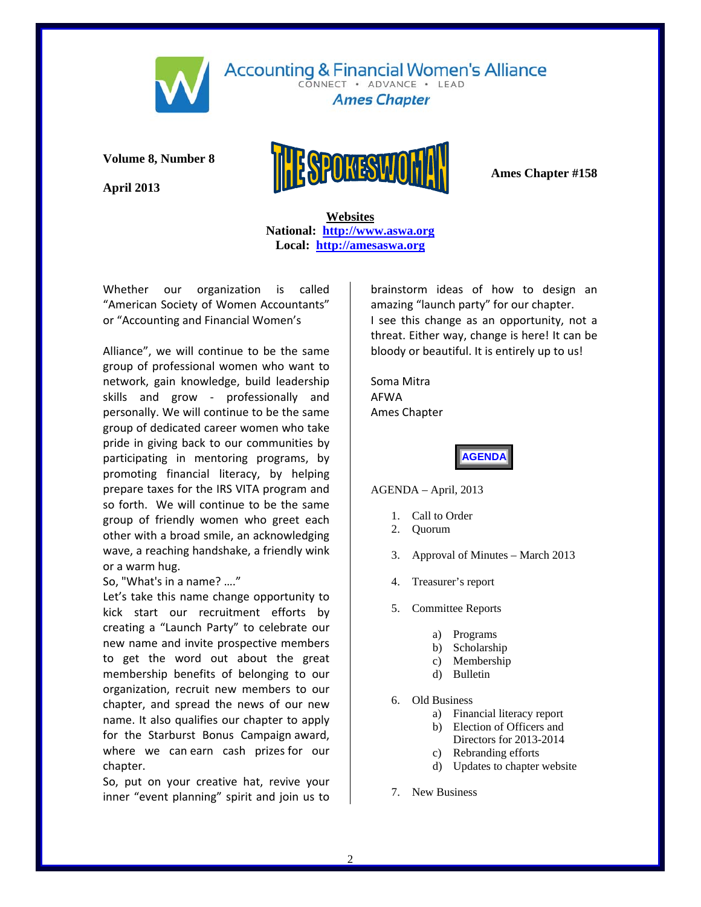# Accounting & Financial Women's Alliance

CONNECT • ADVANCE • LEAD

*Ames Chapter*

**Volume 8, Number 8**

**April 2013**

# THE SPOKESWOMAN

**Ames Chapter #158**

**Websites**
**National: http://www.aswa.org**
**Local: http://amesaswa.org**

Whether our organization is called "American Society of Women Accountants" or "Accounting and Financial Women's

Alliance", we will continue to be the same group of professional women who want to network, gain knowledge, build leadership skills and grow - professionally and personally. We will continue to be the same group of dedicated career women who take pride in giving back to our communities by participating in mentoring programs, by promoting financial literacy, by helping prepare taxes for the IRS VITA program and so forth. We will continue to be the same group of friendly women who greet each other with a broad smile, an acknowledging wave, a reaching handshake, a friendly wink or a warm hug.

So, "What's in a name? …."

Let's take this name change opportunity to kick start our recruitment efforts by creating a "Launch Party" to celebrate our new name and invite prospective members to get the word out about the great membership benefits of belonging to our organization, recruit new members to our chapter, and spread the news of our new name. It also qualifies our chapter to apply for the Starburst Bonus Campaign award, where we can earn cash prizes for our chapter.

So, put on your creative hat, revive your inner "event planning" spirit and join us to brainstorm ideas of how to design an amazing "launch party" for our chapter.

I see this change as an opportunity, not a threat. Either way, change is here! It can be bloody or beautiful. It is entirely up to us!

Soma Mitra
AFWA
Ames Chapter

**AGENDA**

AGENDA – April, 2013

1. Call to Order
2. Quorum
3. Approval of Minutes – March 2013
4. Treasurer's report
5. Committee Reports
   a) Programs
   b) Scholarship
   c) Membership
   d) Bulletin
6. Old Business
   a) Financial literacy report
   b) Election of Officers and Directors for 2013-2014
   c) Rebranding efforts
   d) Updates to chapter website
7. New Business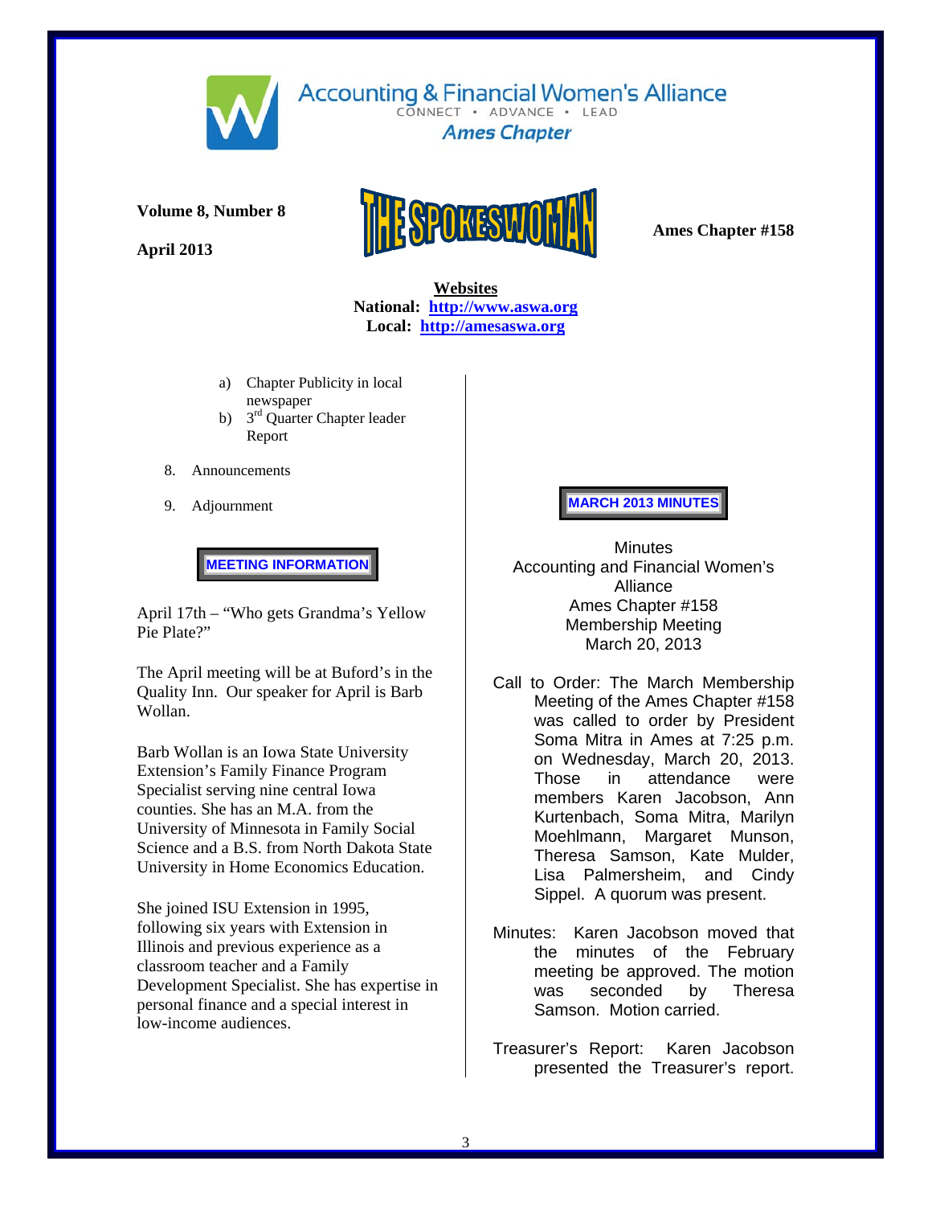Accounting & Financial Women's Alliance

CONNECT • ADVANCE • LEAD

*Ames Chapter*

**Volume 8, Number 8**

**April 2013**

# THE SPOKESWOMAN

**Ames Chapter #158**

**Websites**
**National: http://www.aswa.org**
**Local: http://amesaswa.org**

a) Chapter Publicity in local newspaper
b) 3rd Quarter Chapter leader Report

8. Announcements
9. Adjournment

## MEETING INFORMATION

April 17th – "Who gets Grandma's Yellow Pie Plate?"

The April meeting will be at Buford's in the Quality Inn. Our speaker for April is Barb Wollan.

Barb Wollan is an Iowa State University Extension's Family Finance Program Specialist serving nine central Iowa counties. She has an M.A. from the University of Minnesota in Family Social Science and a B.S. from North Dakota State University in Home Economics Education.

She joined ISU Extension in 1995, following six years with Extension in Illinois and previous experience as a classroom teacher and a Family Development Specialist. She has expertise in personal finance and a special interest in low-income audiences.

## MARCH 2013 MINUTES

Minutes
Accounting and Financial Women's Alliance
Ames Chapter #158
Membership Meeting
March 20, 2013

Call to Order: The March Membership Meeting of the Ames Chapter #158 was called to order by President Soma Mitra in Ames at 7:25 p.m. on Wednesday, March 20, 2013. Those in attendance were members Karen Jacobson, Ann Kurtenbach, Soma Mitra, Marilyn Moehlmann, Margaret Munson, Theresa Samson, Kate Mulder, Lisa Palmersheim, and Cindy Sippel. A quorum was present.

Minutes: Karen Jacobson moved that the minutes of the February meeting be approved. The motion was seconded by Theresa Samson. Motion carried.

Treasurer's Report: Karen Jacobson presented the Treasurer's report.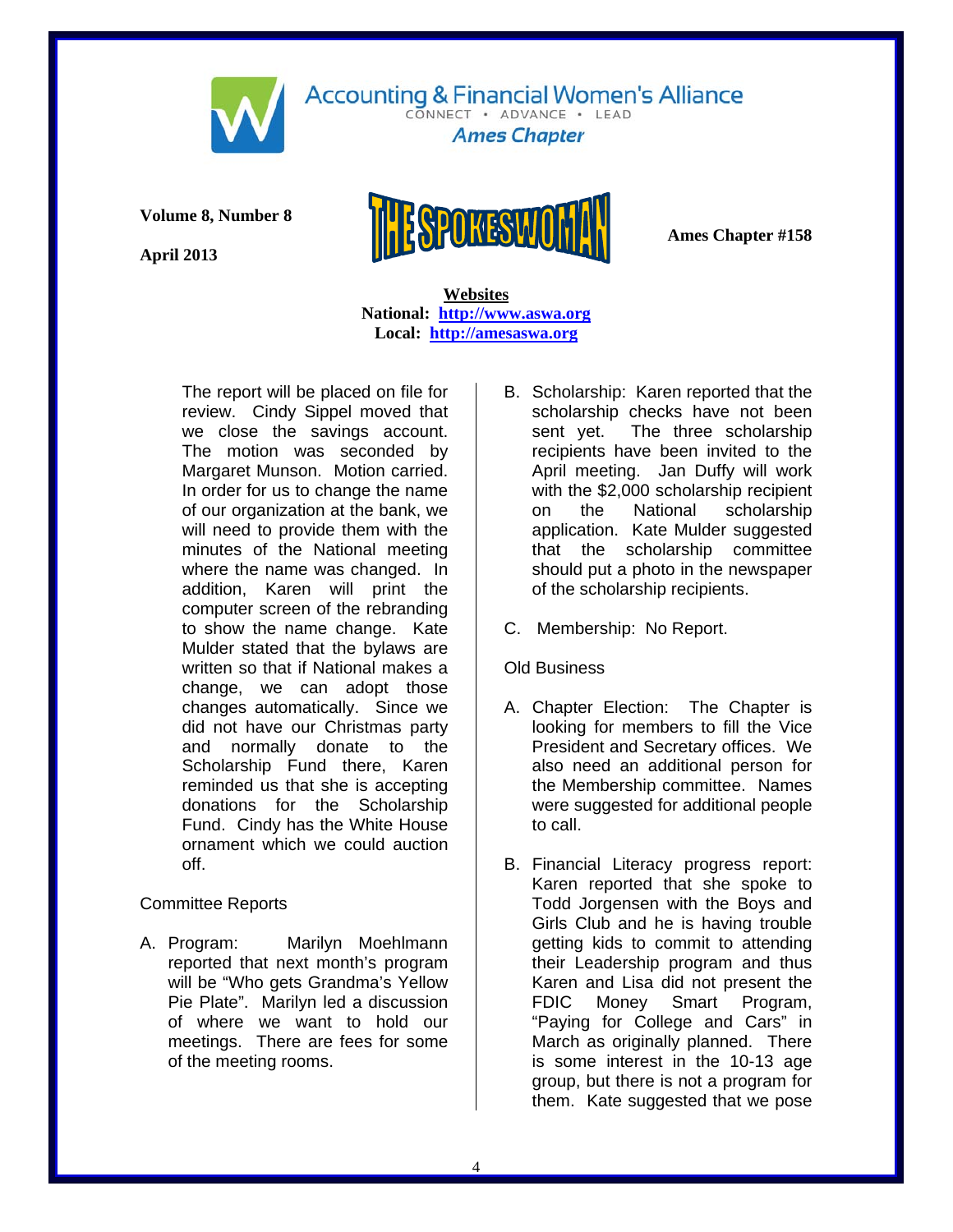The report will be placed on file for review. Cindy Sippel moved that we close the savings account. The motion was seconded by Margaret Munson. Motion carried. In order for us to change the name of our organization at the bank, we will need to provide them with the minutes of the National meeting where the name was changed. In addition, Karen will print the computer screen of the rebranding to show the name change. Kate Mulder stated that the bylaws are written so that if National makes a change, we can adopt those changes automatically. Since we did not have our Christmas party and normally donate to the Scholarship Fund there, Karen reminded us that she is accepting donations for the Scholarship Fund. Cindy has the White House ornament which we could auction off.

Committee Reports

A. Program: Marilyn Moehlmann reported that next month's program will be "Who gets Grandma's Yellow Pie Plate". Marilyn led a discussion of where we want to hold our meetings. There are fees for some of the meeting rooms.

B. Scholarship: Karen reported that the scholarship checks have not been sent yet. The three scholarship recipients have been invited to the April meeting. Jan Duffy will work with the $2,000 scholarship recipient on the National scholarship application. Kate Mulder suggested that the scholarship committee should put a photo in the newspaper of the scholarship recipients.

C. Membership: No Report.

Old Business

A. Chapter Election: The Chapter is looking for members to fill the Vice President and Secretary offices. We also need an additional person for the Membership committee. Names were suggested for additional people to call.

B. Financial Literacy progress report: Karen reported that she spoke to Todd Jorgensen with the Boys and Girls Club and he is having trouble getting kids to commit to attending their Leadership program and thus Karen and Lisa did not present the FDIC Money Smart Program, "Paying for College and Cars" in March as originally planned. There is some interest in the 10-13 age group, but there is not a program for them. Kate suggested that we pose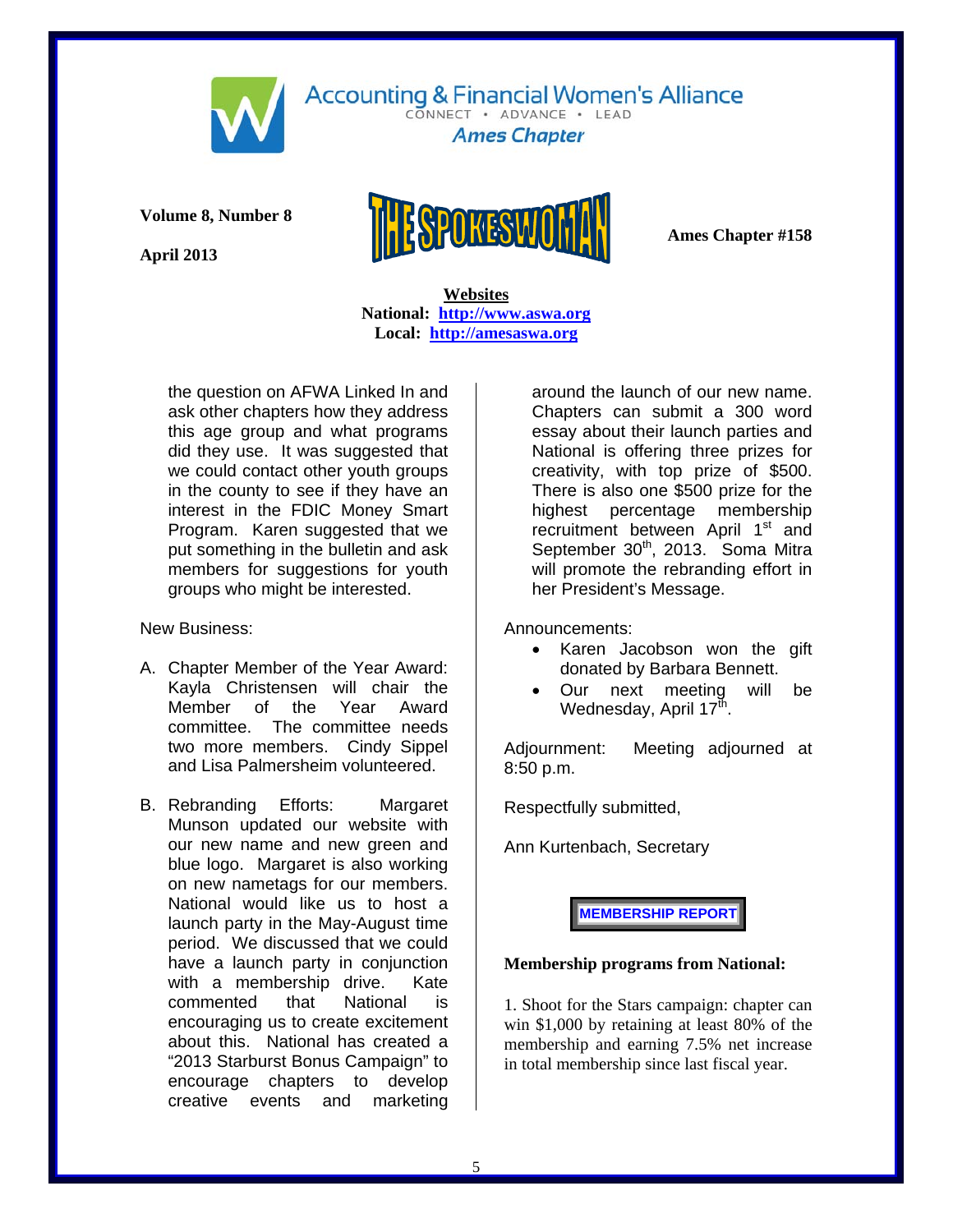Accounting & Financial Women's Alliance
CONNECT • ADVANCE • LEAD
*Ames Chapter*

**Volume 8, Number 8**

**April 2013**

# THE SPOKESWOMAN

**Ames Chapter #158**

**Websites**
**National: http://www.aswa.org**
**Local: http://amesaswa.org**

the question on AFWA Linked In and ask other chapters how they address this age group and what programs did they use. It was suggested that we could contact other youth groups in the county to see if they have an interest in the FDIC Money Smart Program. Karen suggested that we put something in the bulletin and ask members for suggestions for youth groups who might be interested.

New Business:

A. Chapter Member of the Year Award: Kayla Christensen will chair the Member of the Year Award committee. The committee needs two more members. Cindy Sippel and Lisa Palmersheim volunteered.

B. Rebranding Efforts: Margaret Munson updated our website with our new name and new green and blue logo. Margaret is also working on new nametags for our members. National would like us to host a launch party in the May-August time period. We discussed that we could have a launch party in conjunction with a membership drive. Kate commented that National is encouraging us to create excitement about this. National has created a "2013 Starburst Bonus Campaign" to encourage chapters to develop creative events and marketing around the launch of our new name. Chapters can submit a 300 word essay about their launch parties and National is offering three prizes for creativity, with top prize of $500. There is also one $500 prize for the highest percentage membership recruitment between April 1st and September 30th, 2013. Soma Mitra will promote the rebranding effort in her President's Message.

Announcements:

- Karen Jacobson won the gift donated by Barbara Bennett.
- Our next meeting will be Wednesday, April 17th.

Adjournment: Meeting adjourned at 8:50 p.m.

Respectfully submitted,

Ann Kurtenbach, Secretary

**MEMBERSHIP REPORT**

**Membership programs from National:**

1. Shoot for the Stars campaign: chapter can win $1,000 by retaining at least 80% of the membership and earning 7.5% net increase in total membership since last fiscal year.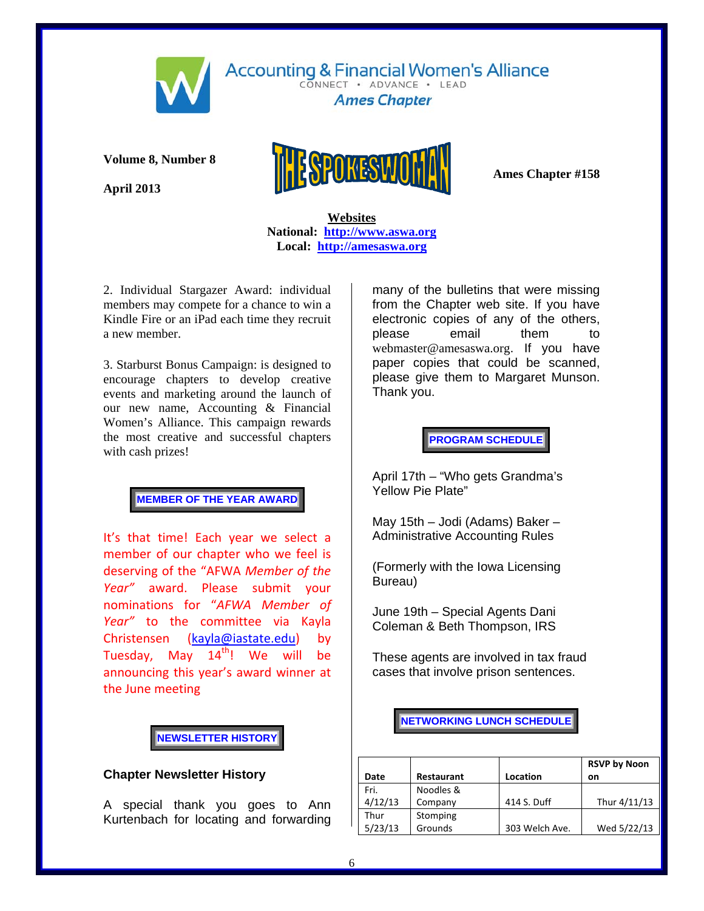Accounting & Financial Women's Alliance
CONNECT • ADVANCE • LEAD
*Ames Chapter*

**Volume 8, Number 8**

**April 2013**

# THE SPOKESWOMAN

**Ames Chapter #158**

**Websites**
**National: [http://www.aswa.org](http://www.aswa.org)**
**Local: [http://amesaswa.org](http://amesaswa.org)**

2. Individual Stargazer Award: individual members may compete for a chance to win a Kindle Fire or an iPad each time they recruit a new member.

3. Starburst Bonus Campaign: is designed to encourage chapters to develop creative events and marketing around the launch of our new name, Accounting & Financial Women's Alliance. This campaign rewards the most creative and successful chapters with cash prizes!

## MEMBER OF THE YEAR AWARD

It's that time! Each year we select a member of our chapter who we feel is deserving of the "AFWA *Member of the Year"* award. Please submit your nominations for *"AFWA Member of Year"* to the committee via Kayla Christensen (kayla@iastate.edu) by Tuesday, May 14th! We will be announcing this year's award winner at the June meeting

## NEWSLETTER HISTORY

### Chapter Newsletter History

A special thank you goes to Ann Kurtenbach for locating and forwarding many of the bulletins that were missing from the Chapter web site. If you have electronic copies of any of the others, please email them to webmaster@amesaswa.org. If you have paper copies that could be scanned, please give them to Margaret Munson. Thank you.

## PROGRAM SCHEDULE

April 17th – "Who gets Grandma's Yellow Pie Plate"

May 15th – Jodi (Adams) Baker – Administrative Accounting Rules

(Formerly with the Iowa Licensing Bureau)

June 19th – Special Agents Dani Coleman & Beth Thompson, IRS

These agents are involved in tax fraud cases that involve prison sentences.

## NETWORKING LUNCH SCHEDULE

| Date | Restaurant | Location | RSVP by Noon on |
|---|---|---|---|
| Fri. 4/12/13 | Noodles & Company | 414 S. Duff | Thur 4/11/13 |
| Thur 5/23/13 | Stomping Grounds | 303 Welch Ave. | Wed 5/22/13 |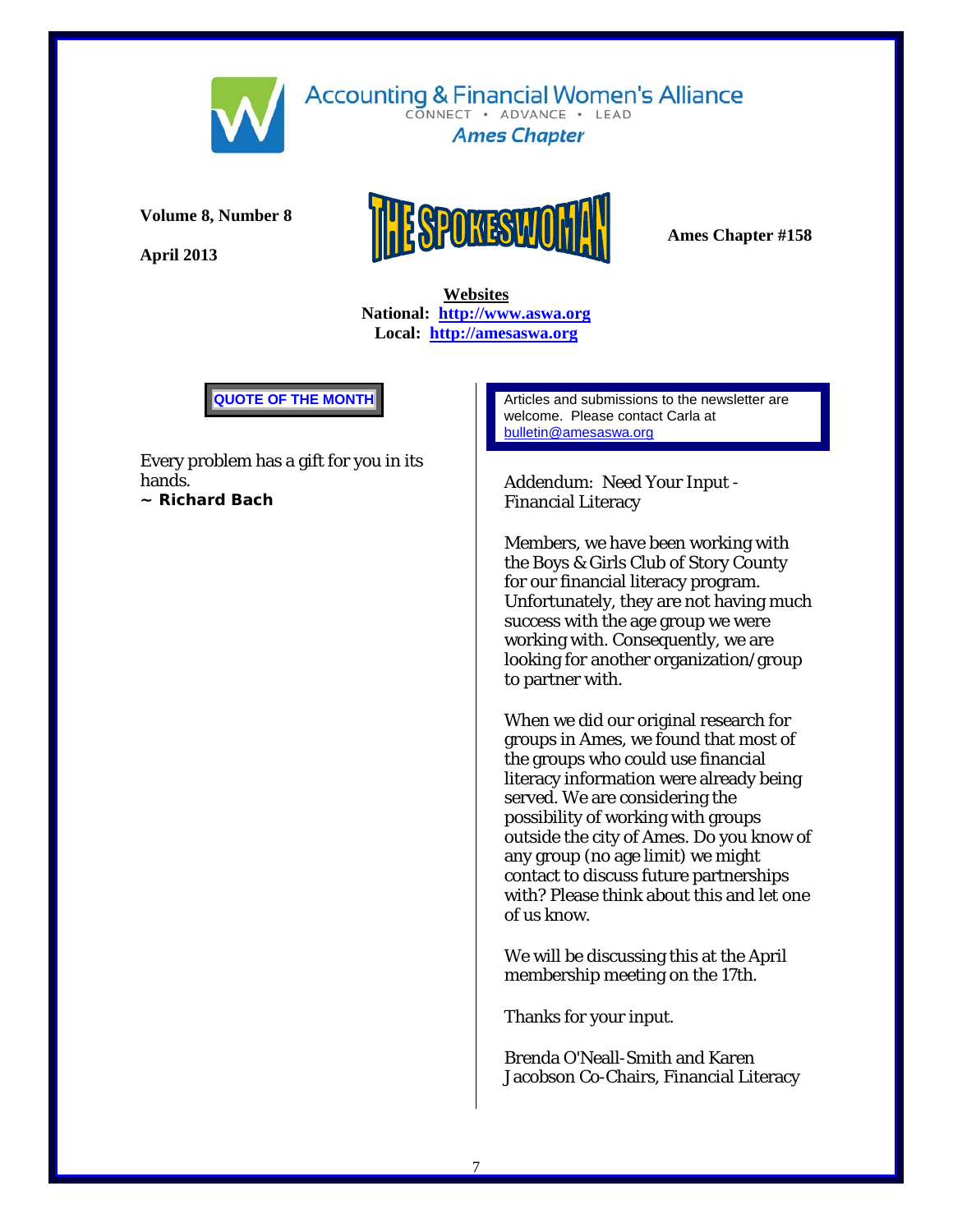Accounting & Financial Women's Alliance
CONNECT • ADVANCE • LEAD
Ames Chapter

**Volume 8, Number 8**

**April 2013**

# THE SPOKESWOMAN

**Ames Chapter #158**

**Websites**
**National: [http://www.aswa.org](http://www.aswa.org)**
**Local: [http://amesaswa.org](http://amesaswa.org)**

**QUOTE OF THE MONTH**

Every problem has a gift for you in its hands.
**~ Richard Bach**

Articles and submissions to the newsletter are welcome. Please contact Carla at [bulletin@amesaswa.org](mailto:bulletin@amesaswa.org)

Addendum: Need Your Input - Financial Literacy

Members, we have been working with the Boys & Girls Club of Story County for our financial literacy program. Unfortunately, they are not having much success with the age group we were working with. Consequently, we are looking for another organization/group to partner with.

When we did our original research for groups in Ames, we found that most of the groups who could use financial literacy information were already being served. We are considering the possibility of working with groups outside the city of Ames. Do you know of any group (no age limit) we might contact to discuss future partnerships with? Please think about this and let one of us know.

We will be discussing this at the April membership meeting on the 17th.

Thanks for your input.

Brenda O'Neall-Smith and Karen Jacobson Co-Chairs, Financial Literacy